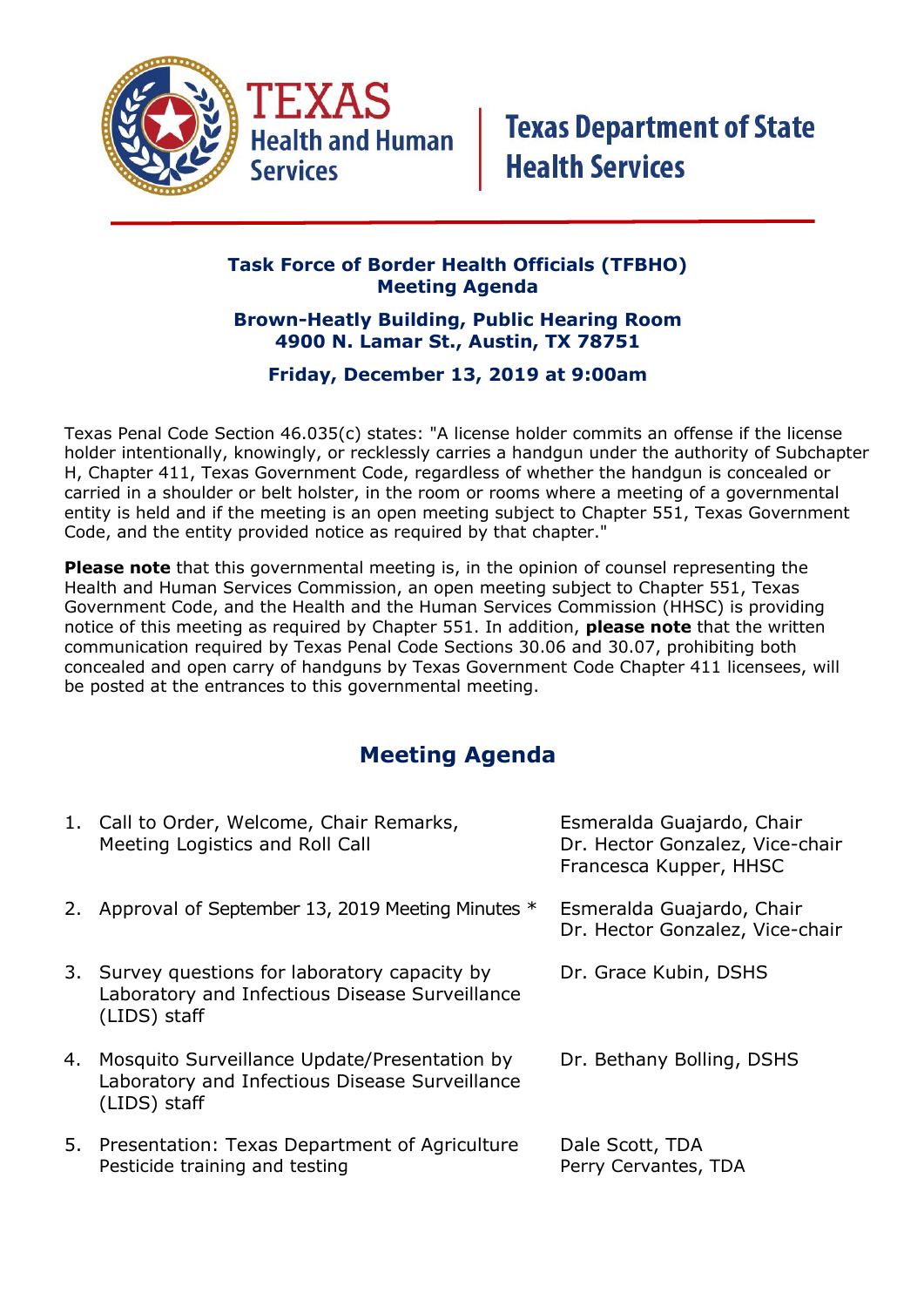TEXAS Health and Human Services | Texas Department of State Health Services

## Task Force of Border Health Officials (TFBHO) Meeting Agenda

**Brown-Heatly Building, Public Hearing Room**
**4900 N. Lamar St., Austin, TX 78751**

**Friday, December 13, 2019 at 9:00am**

Texas Penal Code Section 46.035(c) states: "A license holder commits an offense if the license holder intentionally, knowingly, or recklessly carries a handgun under the authority of Subchapter H, Chapter 411, Texas Government Code, regardless of whether the handgun is concealed or carried in a shoulder or belt holster, in the room or rooms where a meeting of a governmental entity is held and if the meeting is an open meeting subject to Chapter 551, Texas Government Code, and the entity provided notice as required by that chapter."

**Please note** that this governmental meeting is, in the opinion of counsel representing the Health and Human Services Commission, an open meeting subject to Chapter 551, Texas Government Code, and the Health and the Human Services Commission (HHSC) is providing notice of this meeting as required by Chapter 551. In addition, **please note** that the written communication required by Texas Penal Code Sections 30.06 and 30.07, prohibiting both concealed and open carry of handguns by Texas Government Code Chapter 411 licensees, will be posted at the entrances to this governmental meeting.

## Meeting Agenda

| Item | Presenter(s) |
| --- | --- |
| 1. Call to Order, Welcome, Chair Remarks, Meeting Logistics and Roll Call | Esmeralda Guajardo, Chair<br>Dr. Hector Gonzalez, Vice-chair<br>Francesca Kupper, HHSC |
| 2. Approval of September 13, 2019 Meeting Minutes * | Esmeralda Guajardo, Chair<br>Dr. Hector Gonzalez, Vice-chair |
| 3. Survey questions for laboratory capacity by Laboratory and Infectious Disease Surveillance (LIDS) staff | Dr. Grace Kubin, DSHS |
| 4. Mosquito Surveillance Update/Presentation by Laboratory and Infectious Disease Surveillance (LIDS) staff | Dr. Bethany Bolling, DSHS |
| 5. Presentation: Texas Department of Agriculture Pesticide training and testing | Dale Scott, TDA<br>Perry Cervantes, TDA |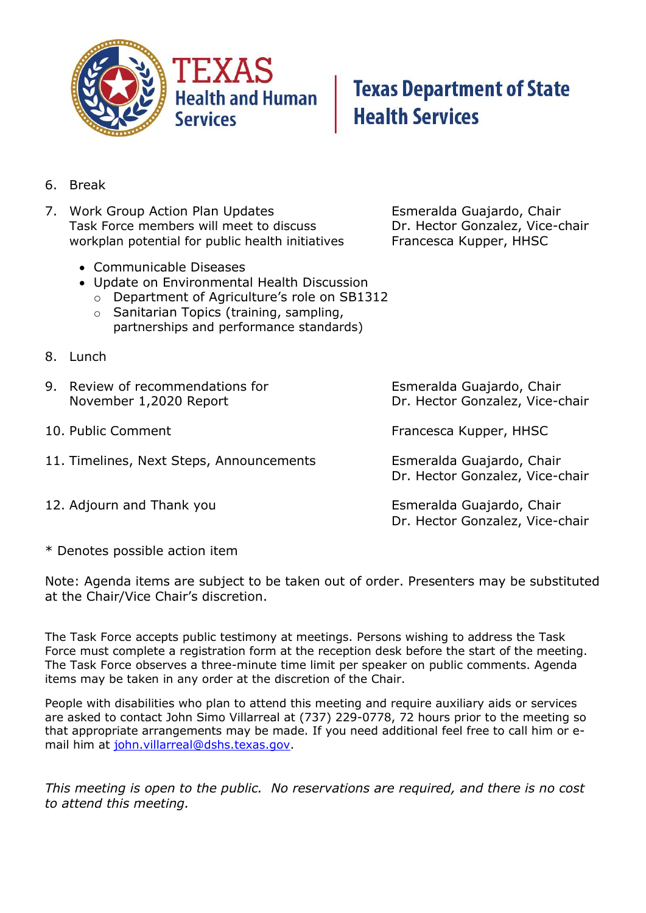Texas Health and Human Services | Texas Department of State Health Services

6. Break

7. Work Group Action Plan Updates — Esmeralda Guajardo, Chair; Dr. Hector Gonzalez, Vice-chair; Francesca Kupper, HHSC
   Task Force members will meet to discuss workplan potential for public health initiatives
   - Communicable Diseases
   - Update on Environmental Health Discussion
     - Department of Agriculture's role on SB1312
     - Sanitarian Topics (training, sampling, partnerships and performance standards)

8. Lunch

9. Review of recommendations for November 1,2020 Report — Esmeralda Guajardo, Chair; Dr. Hector Gonzalez, Vice-chair

10. Public Comment — Francesca Kupper, HHSC

11. Timelines, Next Steps, Announcements — Esmeralda Guajardo, Chair; Dr. Hector Gonzalez, Vice-chair

12. Adjourn and Thank you — Esmeralda Guajardo, Chair; Dr. Hector Gonzalez, Vice-chair

\* Denotes possible action item

Note: Agenda items are subject to be taken out of order. Presenters may be substituted at the Chair/Vice Chair's discretion.

The Task Force accepts public testimony at meetings. Persons wishing to address the Task Force must complete a registration form at the reception desk before the start of the meeting. The Task Force observes a three-minute time limit per speaker on public comments. Agenda items may be taken in any order at the discretion of the Chair.

People with disabilities who plan to attend this meeting and require auxiliary aids or services are asked to contact John Simo Villarreal at (737) 229-0778, 72 hours prior to the meeting so that appropriate arrangements may be made. If you need additional feel free to call him or e-mail him at john.villarreal@dshs.texas.gov.

*This meeting is open to the public. No reservations are required, and there is no cost to attend this meeting.*